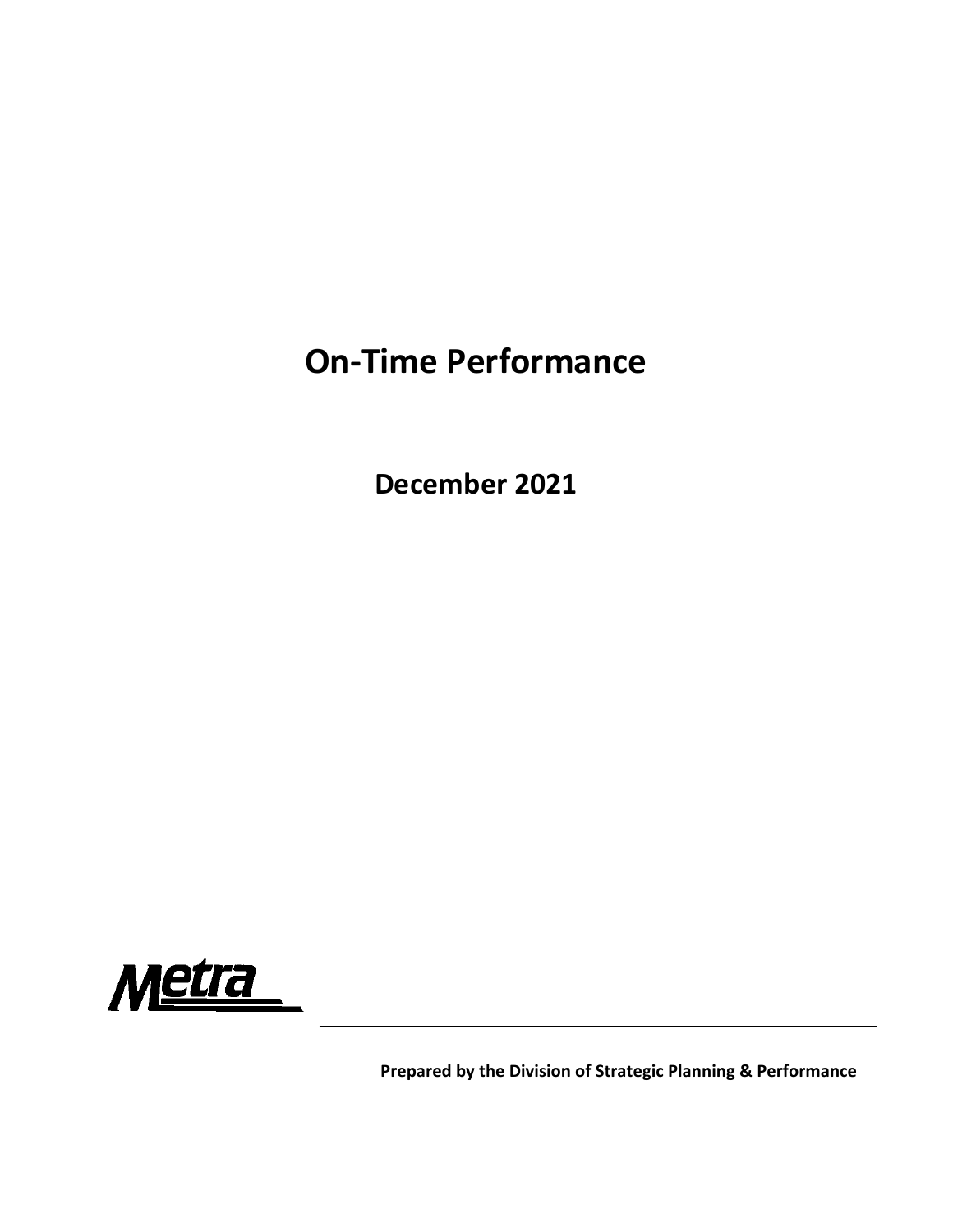# On-Time Performance

## December 2021

Metra

**Prepared by the Division of Strategic Planning & Performance**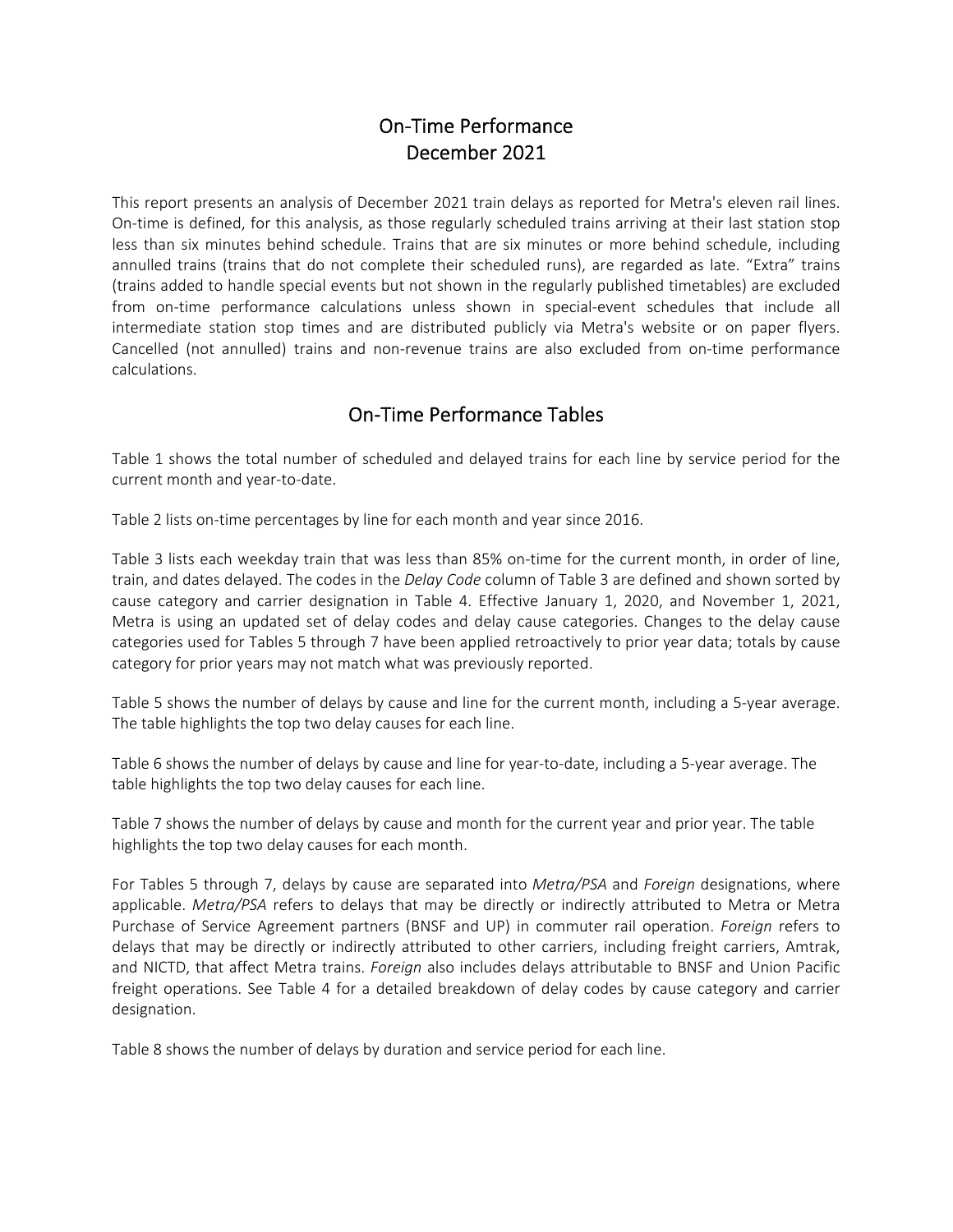# On-Time Performance
# December 2021

This report presents an analysis of December 2021 train delays as reported for Metra's eleven rail lines. On-time is defined, for this analysis, as those regularly scheduled trains arriving at their last station stop less than six minutes behind schedule. Trains that are six minutes or more behind schedule, including annulled trains (trains that do not complete their scheduled runs), are regarded as late. "Extra" trains (trains added to handle special events but not shown in the regularly published timetables) are excluded from on-time performance calculations unless shown in special-event schedules that include all intermediate station stop times and are distributed publicly via Metra's website or on paper flyers. Cancelled (not annulled) trains and non-revenue trains are also excluded from on-time performance calculations.

## On-Time Performance Tables

Table 1 shows the total number of scheduled and delayed trains for each line by service period for the current month and year-to-date.

Table 2 lists on-time percentages by line for each month and year since 2016.

Table 3 lists each weekday train that was less than 85% on-time for the current month, in order of line, train, and dates delayed. The codes in the *Delay Code* column of Table 3 are defined and shown sorted by cause category and carrier designation in Table 4. Effective January 1, 2020, and November 1, 2021, Metra is using an updated set of delay codes and delay cause categories. Changes to the delay cause categories used for Tables 5 through 7 have been applied retroactively to prior year data; totals by cause category for prior years may not match what was previously reported.

Table 5 shows the number of delays by cause and line for the current month, including a 5-year average. The table highlights the top two delay causes for each line.

Table 6 shows the number of delays by cause and line for year-to-date, including a 5-year average. The table highlights the top two delay causes for each line.

Table 7 shows the number of delays by cause and month for the current year and prior year. The table highlights the top two delay causes for each month.

For Tables 5 through 7, delays by cause are separated into *Metra/PSA* and *Foreign* designations, where applicable. *Metra/PSA* refers to delays that may be directly or indirectly attributed to Metra or Metra Purchase of Service Agreement partners (BNSF and UP) in commuter rail operation. *Foreign* refers to delays that may be directly or indirectly attributed to other carriers, including freight carriers, Amtrak, and NICTD, that affect Metra trains. *Foreign* also includes delays attributable to BNSF and Union Pacific freight operations. See Table 4 for a detailed breakdown of delay codes by cause category and carrier designation.

Table 8 shows the number of delays by duration and service period for each line.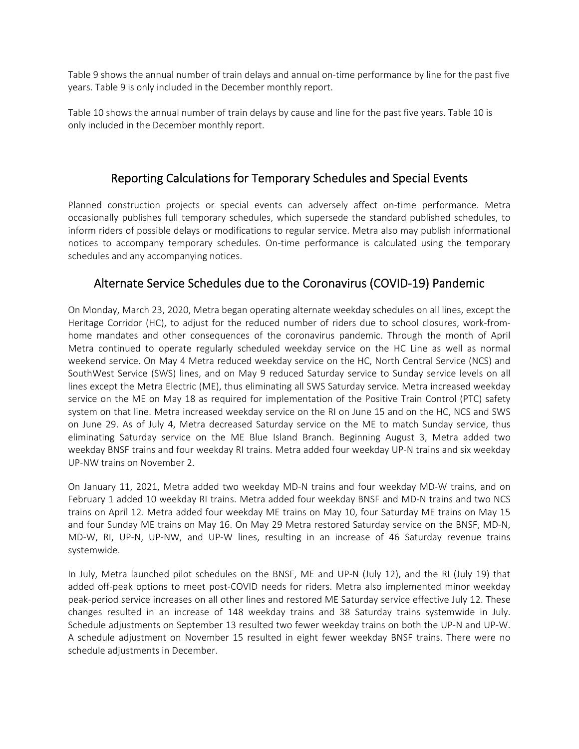Table 9 shows the annual number of train delays and annual on-time performance by line for the past five years. Table 9 is only included in the December monthly report.

Table 10 shows the annual number of train delays by cause and line for the past five years. Table 10 is only included in the December monthly report.

## Reporting Calculations for Temporary Schedules and Special Events

Planned construction projects or special events can adversely affect on-time performance. Metra occasionally publishes full temporary schedules, which supersede the standard published schedules, to inform riders of possible delays or modifications to regular service. Metra also may publish informational notices to accompany temporary schedules. On-time performance is calculated using the temporary schedules and any accompanying notices.

## Alternate Service Schedules due to the Coronavirus (COVID-19) Pandemic

On Monday, March 23, 2020, Metra began operating alternate weekday schedules on all lines, except the Heritage Corridor (HC), to adjust for the reduced number of riders due to school closures, work-from-home mandates and other consequences of the coronavirus pandemic. Through the month of April Metra continued to operate regularly scheduled weekday service on the HC Line as well as normal weekend service. On May 4 Metra reduced weekday service on the HC, North Central Service (NCS) and SouthWest Service (SWS) lines, and on May 9 reduced Saturday service to Sunday service levels on all lines except the Metra Electric (ME), thus eliminating all SWS Saturday service. Metra increased weekday service on the ME on May 18 as required for implementation of the Positive Train Control (PTC) safety system on that line. Metra increased weekday service on the RI on June 15 and on the HC, NCS and SWS on June 29. As of July 4, Metra decreased Saturday service on the ME to match Sunday service, thus eliminating Saturday service on the ME Blue Island Branch. Beginning August 3, Metra added two weekday BNSF trains and four weekday RI trains. Metra added four weekday UP-N trains and six weekday UP-NW trains on November 2.

On January 11, 2021, Metra added two weekday MD-N trains and four weekday MD-W trains, and on February 1 added 10 weekday RI trains. Metra added four weekday BNSF and MD-N trains and two NCS trains on April 12. Metra added four weekday ME trains on May 10, four Saturday ME trains on May 15 and four Sunday ME trains on May 16. On May 29 Metra restored Saturday service on the BNSF, MD-N, MD-W, RI, UP-N, UP-NW, and UP-W lines, resulting in an increase of 46 Saturday revenue trains systemwide.

In July, Metra launched pilot schedules on the BNSF, ME and UP-N (July 12), and the RI (July 19) that added off-peak options to meet post-COVID needs for riders. Metra also implemented minor weekday peak-period service increases on all other lines and restored ME Saturday service effective July 12. These changes resulted in an increase of 148 weekday trains and 38 Saturday trains systemwide in July. Schedule adjustments on September 13 resulted two fewer weekday trains on both the UP-N and UP-W. A schedule adjustment on November 15 resulted in eight fewer weekday BNSF trains. There were no schedule adjustments in December.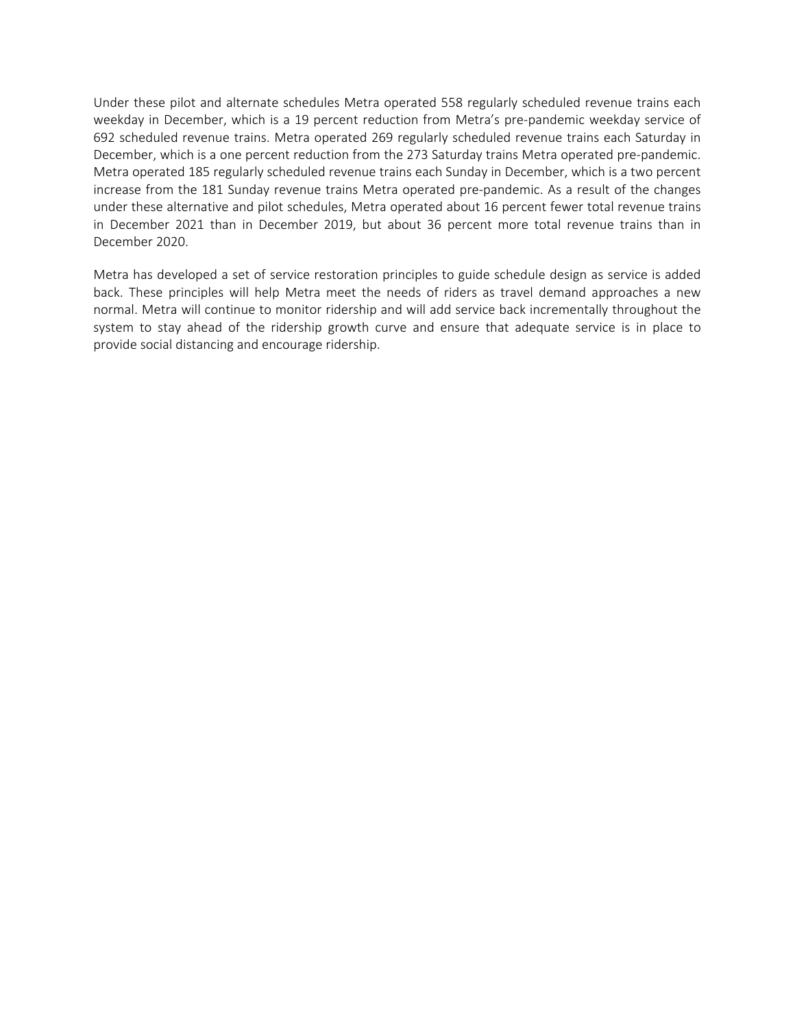Under these pilot and alternate schedules Metra operated 558 regularly scheduled revenue trains each weekday in December, which is a 19 percent reduction from Metra's pre-pandemic weekday service of 692 scheduled revenue trains. Metra operated 269 regularly scheduled revenue trains each Saturday in December, which is a one percent reduction from the 273 Saturday trains Metra operated pre-pandemic. Metra operated 185 regularly scheduled revenue trains each Sunday in December, which is a two percent increase from the 181 Sunday revenue trains Metra operated pre-pandemic. As a result of the changes under these alternative and pilot schedules, Metra operated about 16 percent fewer total revenue trains in December 2021 than in December 2019, but about 36 percent more total revenue trains than in December 2020.

Metra has developed a set of service restoration principles to guide schedule design as service is added back. These principles will help Metra meet the needs of riders as travel demand approaches a new normal. Metra will continue to monitor ridership and will add service back incrementally throughout the system to stay ahead of the ridership growth curve and ensure that adequate service is in place to provide social distancing and encourage ridership.